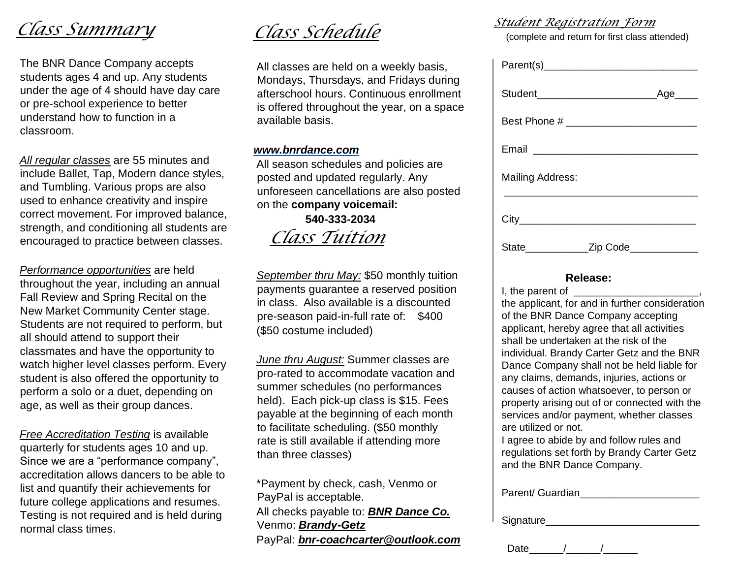# Class Summary

The BNR Dance Company accepts students ages 4 and up. Any students under the age of 4 should have day care or pre-school experience to better understand how to function in a classroom.

*All regular classes* are 55 minutes and include Ballet, Tap, Modern dance styles, and Tumbling. Various props are also used to enhance creativity and inspire correct movement. For improved balance, strength, and conditioning all students are encouraged to practice between classes.

*Performance opportunities* are held throughout the year, including an annual Fall Review and Spring Recital on the New Market Community Center stage. Students are not required to perform, but all should attend to support their classmates and have the opportunity to watch higher level classes perform. Every student is also offered the opportunity to perform a solo or a duet, depending on age, as well as their group dances.

*Free Accreditation Testing* is available quarterly for students ages 10 and up. Since we are a "performance company", accreditation allows dancers to be able to list and quantify their achievements for future college applications and resumes. Testing is not required and is held during normal class times.

# Class Schedule

All classes are held on a weekly basis, Mondays, Thursdays, and Fridays during afterschool hours. Continuous enrollment is offered throughout the year, on a space available basis.

***www.bnrdance.com***

All season schedules and policies are posted and updated regularly. Any unforeseen cancellations are also posted on the **company voicemail:**

**540-333-2034**

# Class Tuition

*September thru May:* $50 monthly tuition payments guarantee a reserved position in class. Also available is a discounted pre-season paid-in-full rate of: $400 ($50 costume included)

*June thru August:* Summer classes are pro-rated to accommodate vacation and summer schedules (no performances held). Each pick-up class is $15. Fees payable at the beginning of each month to facilitate scheduling. ($50 monthly rate is still available if attending more than three classes)

*Payment by check, cash, Venmo or PayPal is acceptable.

All checks payable to: ***BNR Dance Co.***

Venmo: ***Brandy-Getz***

PayPal: ***bnr-coachcarter@outlook.com***

# Student Registration Form

(complete and return for first class attended)

Parent(s)___________________________

Student_____________________Age____

Best Phone # _______________________

Email _____________________________

Mailing Address:

__________________________________

City_______________________________

State___________Zip Code____________

**Release:**

I, the parent of ______________________, the applicant, for and in further consideration of the BNR Dance Company accepting applicant, hereby agree that all activities shall be undertaken at the risk of the individual. Brandy Carter Getz and the BNR Dance Company shall not be held liable for any claims, demands, injuries, actions or causes of action whatsoever, to person or property arising out of or connected with the services and/or payment, whether classes are utilized or not.

I agree to abide by and follow rules and regulations set forth by Brandy Carter Getz and the BNR Dance Company.

Parent/ Guardian_____________________

Signature___________________________

Date______/______/______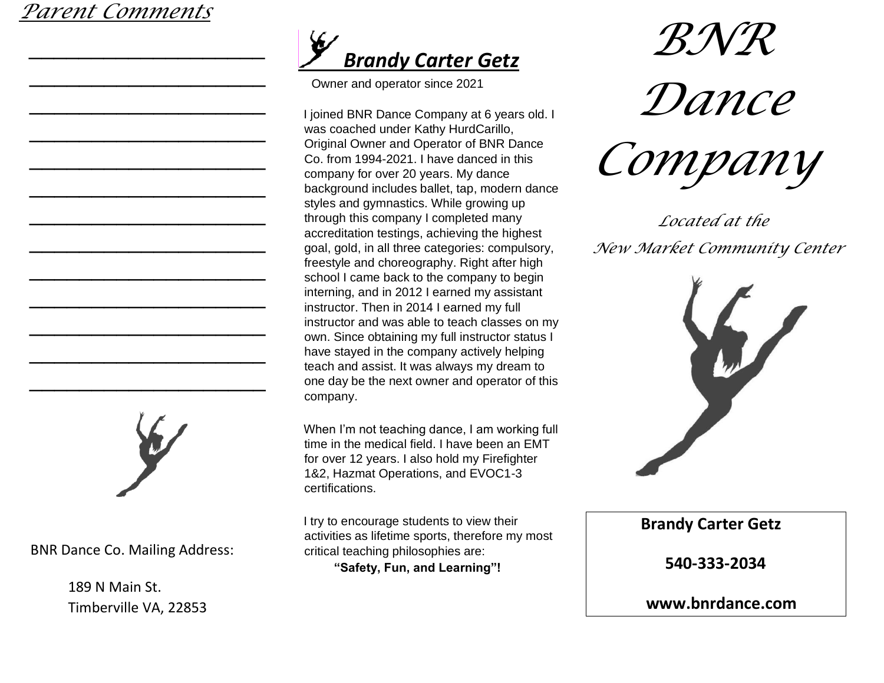## *Parent Comments*

___________________________

___________________________

___________________________

___________________________

___________________________

___________________________

___________________________

___________________________

___________________________

___________________________

___________________________

___________________________

___________________________

BNR Dance Co. Mailing Address:

189 N Main St.
Timberville VA, 22853

## ***Brandy Carter Getz***

Owner and operator since 2021

I joined BNR Dance Company at 6 years old. I was coached under Kathy HurdCarillo, Original Owner and Operator of BNR Dance Co. from 1994-2021. I have danced in this company for over 20 years. My dance background includes ballet, tap, modern dance styles and gymnastics. While growing up through this company I completed many accreditation testings, achieving the highest goal, gold, in all three categories: compulsory, freestyle and choreography. Right after high school I came back to the company to begin interning, and in 2012 I earned my assistant instructor. Then in 2014 I earned my full instructor and was able to teach classes on my own. Since obtaining my full instructor status I have stayed in the company actively helping teach and assist. It was always my dream to one day be the next owner and operator of this company.

When I'm not teaching dance, I am working full time in the medical field. I have been an EMT for over 12 years. I also hold my Firefighter 1&2, Hazmat Operations, and EVOC1-3 certifications.

I try to encourage students to view their activities as lifetime sports, therefore my most critical teaching philosophies are:

**"Safety, Fun, and Learning"!**

# *BNR Dance Company*

*Located at the*

*New Market Community Center*

**Brandy Carter Getz**

**540-333-2034**

**www.bnrdance.com**